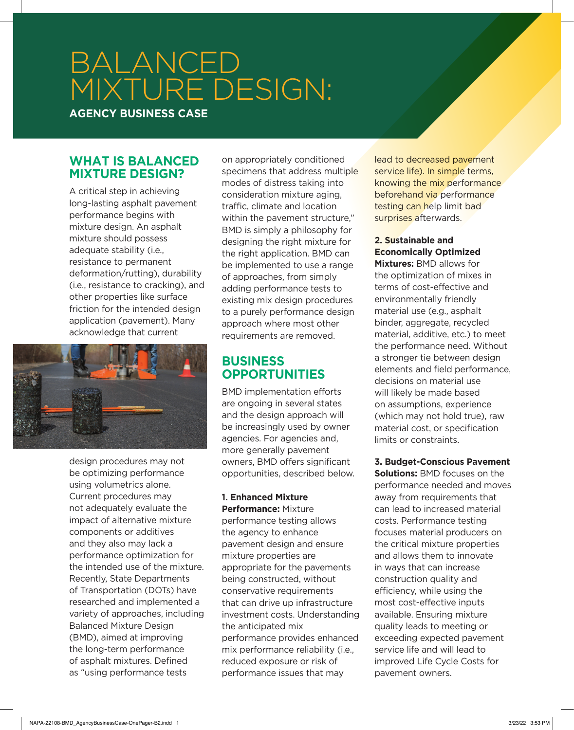# BALANCED MIXTURE DESIGN:

**AGENCY BUSINESS CASE**

## WHAT IS BALANCED MIXTURE DESIGN?

A critical step in achieving long-lasting asphalt pavement performance begins with mixture design. An asphalt mixture should possess adequate stability (i.e., resistance to permanent deformation/rutting), durability (i.e., resistance to cracking), and other properties like surface friction for the intended design application (pavement). Many acknowledge that current design procedures may not be optimizing performance using volumetrics alone. Current procedures may not adequately evaluate the impact of alternative mixture components or additives and they also may lack a performance optimization for the intended use of the mixture. Recently, State Departments of Transportation (DOTs) have researched and implemented a variety of approaches, including Balanced Mixture Design (BMD), aimed at improving the long-term performance of asphalt mixtures. Defined as "using performance tests on appropriately conditioned specimens that address multiple modes of distress taking into consideration mixture aging, traffic, climate and location within the pavement structure," BMD is simply a philosophy for designing the right mixture for the right application. BMD can be implemented to use a range of approaches, from simply adding performance tests to existing mix design procedures to a purely performance design approach where most other requirements are removed.

## BUSINESS OPPORTUNITIES

BMD implementation efforts are ongoing in several states and the design approach will be increasingly used by owner agencies. For agencies and, more generally pavement owners, BMD offers significant opportunities, described below.

**1. Enhanced Mixture Performance:** Mixture performance testing allows the agency to enhance pavement design and ensure mixture properties are appropriate for the pavements being constructed, without conservative requirements that can drive up infrastructure investment costs. Understanding the anticipated mix performance provides enhanced mix performance reliability (i.e., reduced exposure or risk of performance issues that may lead to decreased pavement service life). In simple terms, knowing the mix performance beforehand via performance testing can help limit bad surprises afterwards.

**2. Sustainable and Economically Optimized Mixtures:** BMD allows for the optimization of mixes in terms of cost-effective and environmentally friendly material use (e.g., asphalt binder, aggregate, recycled material, additive, etc.) to meet the performance need. Without a stronger tie between design elements and field performance, decisions on material use will likely be made based on assumptions, experience (which may not hold true), raw material cost, or specification limits or constraints.

**3. Budget-Conscious Pavement Solutions:** BMD focuses on the performance needed and moves away from requirements that can lead to increased material costs. Performance testing focuses material producers on the critical mixture properties and allows them to innovate in ways that can increase construction quality and efficiency, while using the most cost-effective inputs available. Ensuring mixture quality leads to meeting or exceeding expected pavement service life and will lead to improved Life Cycle Costs for pavement owners.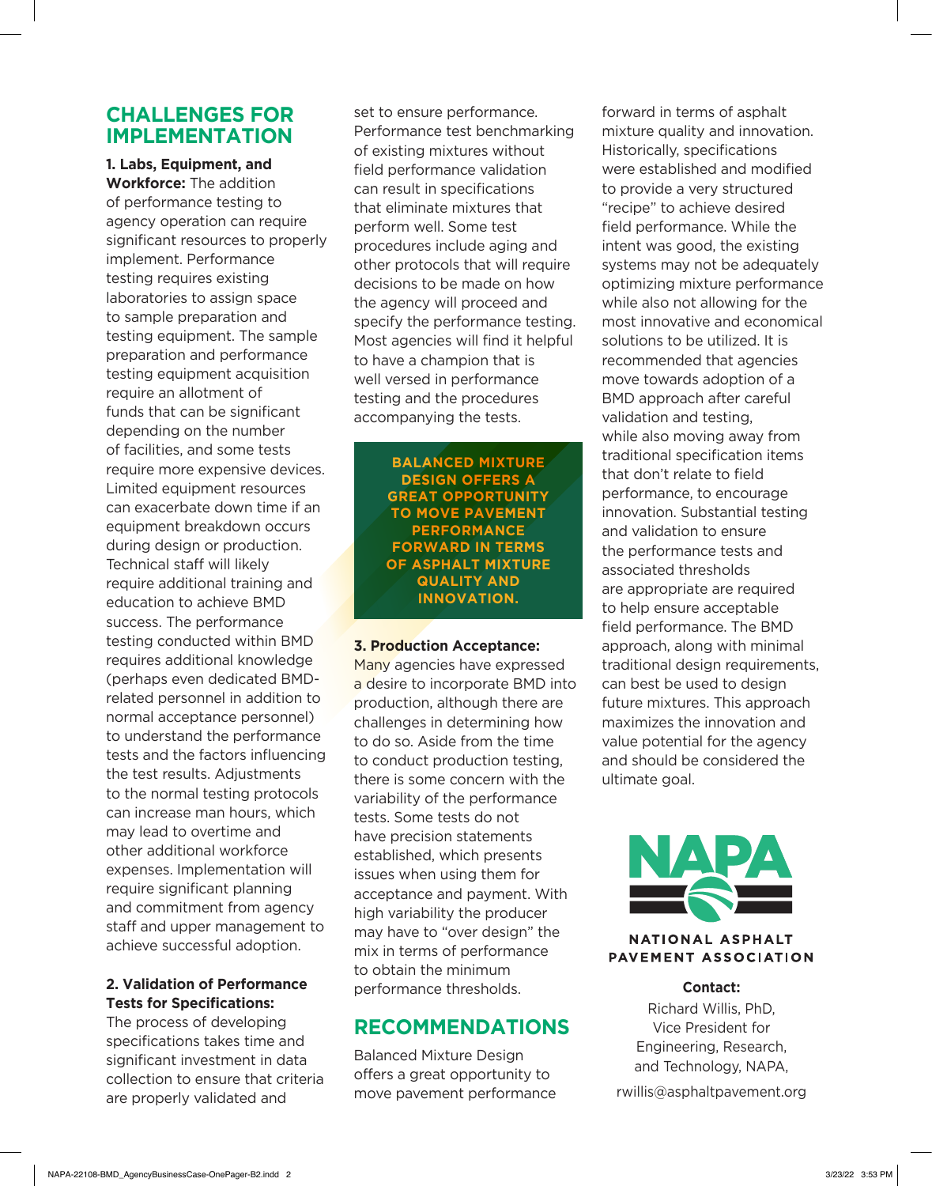## CHALLENGES FOR IMPLEMENTATION

**1. Labs, Equipment, and Workforce:** The addition of performance testing to agency operation can require significant resources to properly implement. Performance testing requires existing laboratories to assign space to sample preparation and testing equipment. The sample preparation and performance testing equipment acquisition require an allotment of funds that can be significant depending on the number of facilities, and some tests require more expensive devices. Limited equipment resources can exacerbate down time if an equipment breakdown occurs during design or production. Technical staff will likely require additional training and education to achieve BMD success. The performance testing conducted within BMD requires additional knowledge (perhaps even dedicated BMD-related personnel in addition to normal acceptance personnel) to understand the performance tests and the factors influencing the test results. Adjustments to the normal testing protocols can increase man hours, which may lead to overtime and other additional workforce expenses. Implementation will require significant planning and commitment from agency staff and upper management to achieve successful adoption.

**2. Validation of Performance Tests for Specifications:** The process of developing specifications takes time and significant investment in data collection to ensure that criteria are properly validated and set to ensure performance. Performance test benchmarking of existing mixtures without field performance validation can result in specifications that eliminate mixtures that perform well. Some test procedures include aging and other protocols that will require decisions to be made on how the agency will proceed and specify the performance testing. Most agencies will find it helpful to have a champion that is well versed in performance testing and the procedures accompanying the tests.

**BALANCED MIXTURE DESIGN OFFERS A GREAT OPPORTUNITY TO MOVE PAVEMENT PERFORMANCE FORWARD IN TERMS OF ASPHALT MIXTURE QUALITY AND INNOVATION.**

**3. Production Acceptance:** Many agencies have expressed a desire to incorporate BMD into production, although there are challenges in determining how to do so. Aside from the time to conduct production testing, there is some concern with the variability of the performance tests. Some tests do not have precision statements established, which presents issues when using them for acceptance and payment. With high variability the producer may have to "over design" the mix in terms of performance to obtain the minimum performance thresholds.

## RECOMMENDATIONS

Balanced Mixture Design offers a great opportunity to move pavement performance forward in terms of asphalt mixture quality and innovation. Historically, specifications were established and modified to provide a very structured "recipe" to achieve desired field performance. While the intent was good, the existing systems may not be adequately optimizing mixture performance while also not allowing for the most innovative and economical solutions to be utilized. It is recommended that agencies move towards adoption of a BMD approach after careful validation and testing, while also moving away from traditional specification items that don't relate to field performance, to encourage innovation. Substantial testing and validation to ensure the performance tests and associated thresholds are appropriate are required to help ensure acceptable field performance. The BMD approach, along with minimal traditional design requirements, can best be used to design future mixtures. This approach maximizes the innovation and value potential for the agency and should be considered the ultimate goal.

NAPA

NATIONAL ASPHALT PAVEMENT ASSOCIATION

**Contact:**

Richard Willis, PhD,
Vice President for Engineering, Research, and Technology, NAPA,
rwillis@asphaltpavement.org